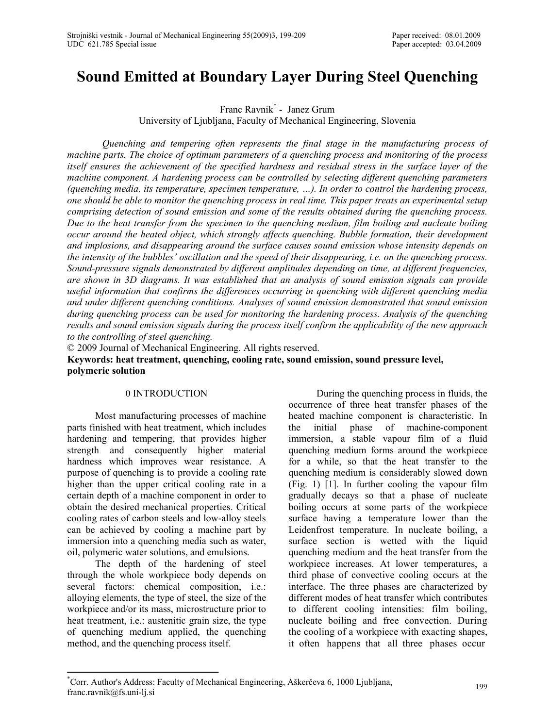# Sound Emitted at Boundary Layer During Steel Quenching

Franc Ravnik[*] - Janez Grum
University of Ljubljana, Faculty of Mechanical Engineering, Slovenia

*Quenching and tempering often represents the final stage in the manufacturing process of machine parts. The choice of optimum parameters of a quenching process and monitoring of the process itself ensures the achievement of the specified hardness and residual stress in the surface layer of the machine component. A hardening process can be controlled by selecting different quenching parameters (quenching media, its temperature, specimen temperature, …). In order to control the hardening process, one should be able to monitor the quenching process in real time. This paper treats an experimental setup comprising detection of sound emission and some of the results obtained during the quenching process. Due to the heat transfer from the specimen to the quenching medium, film boiling and nucleate boiling occur around the heated object, which strongly affects quenching. Bubble formation, their development and implosions, and disappearing around the surface causes sound emission whose intensity depends on the intensity of the bubbles' oscillation and the speed of their disappearing, i.e. on the quenching process. Sound-pressure signals demonstrated by different amplitudes depending on time, at different frequencies, are shown in 3D diagrams. It was established that an analysis of sound emission signals can provide useful information that confirms the differences occurring in quenching with different quenching media and under different quenching conditions. Analyses of sound emission demonstrated that sound emission during quenching process can be used for monitoring the hardening process. Analysis of the quenching results and sound emission signals during the process itself confirm the applicability of the new approach to the controlling of steel quenching.*

© 2009 Journal of Mechanical Engineering. All rights reserved.

**Keywords: heat treatment, quenching, cooling rate, sound emission, sound pressure level, polymeric solution**

## 0 INTRODUCTION

Most manufacturing processes of machine parts finished with heat treatment, which includes hardening and tempering, that provides higher strength and consequently higher material hardness which improves wear resistance. A purpose of quenching is to provide a cooling rate higher than the upper critical cooling rate in a certain depth of a machine component in order to obtain the desired mechanical properties. Critical cooling rates of carbon steels and low-alloy steels can be achieved by cooling a machine part by immersion into a quenching media such as water, oil, polymeric water solutions, and emulsions.

The depth of the hardening of steel through the whole workpiece body depends on several factors: chemical composition, i.e.: alloying elements, the type of steel, the size of the workpiece and/or its mass, microstructure prior to heat treatment, i.e.: austenitic grain size, the type of quenching medium applied, the quenching method, and the quenching process itself.

During the quenching process in fluids, the occurrence of three heat transfer phases of the heated machine component is characteristic. In the initial phase of machine-component immersion, a stable vapour film of a fluid quenching medium forms around the workpiece for a while, so that the heat transfer to the quenching medium is considerably slowed down (Fig. 1) [1]. In further cooling the vapour film gradually decays so that a phase of nucleate boiling occurs at some parts of the workpiece surface having a temperature lower than the Leidenfrost temperature. In nucleate boiling, a surface section is wetted with the liquid quenching medium and the heat transfer from the workpiece increases. At lower temperatures, a third phase of convective cooling occurs at the interface. The three phases are characterized by different modes of heat transfer which contributes to different cooling intensities: film boiling, nucleate boiling and free convection. During the cooling of a workpiece with exacting shapes, it often happens that all three phases occur

[*]Corr. Author's Address: Faculty of Mechanical Engineering, Aškerčeva 6, 1000 Ljubljana, franc.ravnik@fs.uni-lj.si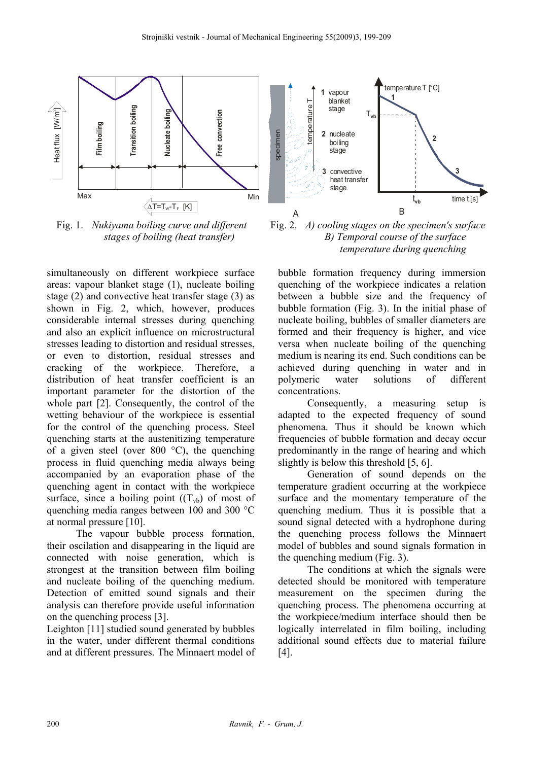Fig. 1. *Nukiyama boiling curve and different stages of boiling (heat transfer)*

Fig. 2. *A) cooling stages on the specimen's surface B) Temporal course of the surface temperature during quenching*

simultaneously on different workpiece surface areas: vapour blanket stage (1), nucleate boiling stage (2) and convective heat transfer stage (3) as shown in Fig. 2, which, however, produces considerable internal stresses during quenching and also an explicit influence on microstructural stresses leading to distortion and residual stresses, or even to distortion, residual stresses and cracking of the workpiece. Therefore, a distribution of heat transfer coefficient is an important parameter for the distortion of the whole part [2]. Consequently, the control of the wetting behaviour of the workpiece is essential for the control of the quenching process. Steel quenching starts at the austenitizing temperature of a given steel (over 800 °C), the quenching process in fluid quenching media always being accompanied by an evaporation phase of the quenching agent in contact with the workpiece surface, since a boiling point (($T_{vb}$) of most of quenching media ranges between 100 and 300 °C at normal pressure [10].

The vapour bubble process formation, their oscillation and disappearing in the liquid are connected with noise generation, which is strongest at the transition between film boiling and nucleate boiling of the quenching medium. Detection of emitted sound signals and their analysis can therefore provide useful information on the quenching process [3].

Leighton [11] studied sound generated by bubbles in the water, under different thermal conditions and at different pressures. The Minnaert model of bubble formation frequency during immersion quenching of the workpiece indicates a relation between a bubble size and the frequency of bubble formation (Fig. 3). In the initial phase of nucleate boiling, bubbles of smaller diameters are formed and their frequency is higher, and vice versa when nucleate boiling of the quenching medium is nearing its end. Such conditions can be achieved during quenching in water and in polymeric water solutions of different concentrations.

Consequently, a measuring setup is adapted to the expected frequency of sound phenomena. Thus it should be known which frequencies of bubble formation and decay occur predominantly in the range of hearing and which slightly is below this threshold [5, 6].

Generation of sound depends on the temperature gradient occurring at the workpiece surface and the momentary temperature of the quenching medium. Thus it is possible that a sound signal detected with a hydrophone during the quenching process follows the Minnaert model of bubbles and sound signals formation in the quenching medium (Fig. 3).

The conditions at which the signals were detected should be monitored with temperature measurement on the specimen during the quenching process. The phenomena occurring at the workpiece/medium interface should then be logically interrelated in film boiling, including additional sound effects due to material failure [4].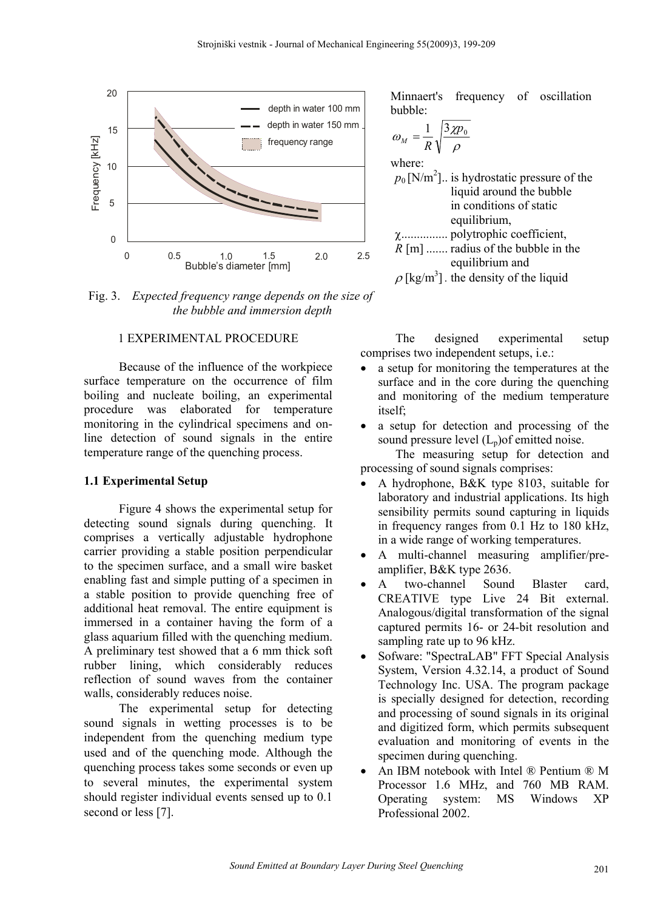Fig. 3. *Expected frequency range depends on the size of the bubble and immersion depth*

Minnaert's frequency of oscillation bubble:

$$\omega_M = \frac{1}{R}\sqrt{\frac{3\chi p_0}{\rho}}$$

where:

$p_0$ [N/m$^2$].. is hydrostatic pressure of the liquid around the bubble in conditions of static equilibrium,
$\chi$............... polytrophic coefficient,
$R$ [m] ....... radius of the bubble in the equilibrium and
$\rho$ [kg/m$^3$] . the density of the liquid

## 1 EXPERIMENTAL PROCEDURE

Because of the influence of the workpiece surface temperature on the occurrence of film boiling and nucleate boiling, an experimental procedure was elaborated for temperature monitoring in the cylindrical specimens and on-line detection of sound signals in the entire temperature range of the quenching process.

### 1.1 Experimental Setup

Figure 4 shows the experimental setup for detecting sound signals during quenching. It comprises a vertically adjustable hydrophone carrier providing a stable position perpendicular to the specimen surface, and a small wire basket enabling fast and simple putting of a specimen in a stable position to provide quenching free of additional heat removal. The entire equipment is immersed in a container having the form of a glass aquarium filled with the quenching medium. A preliminary test showed that a 6 mm thick soft rubber lining, which considerably reduces reflection of sound waves from the container walls, considerably reduces noise.

The experimental setup for detecting sound signals in wetting processes is to be independent from the quenching medium type used and of the quenching mode. Although the quenching process takes some seconds or even up to several minutes, the experimental system should register individual events sensed up to 0.1 second or less [7].

The designed experimental setup comprises two independent setups, i.e.:

- a setup for monitoring the temperatures at the surface and in the core during the quenching and monitoring of the medium temperature itself;
- a setup for detection and processing of the sound pressure level ($L_p$)of emitted noise.

The measuring setup for detection and processing of sound signals comprises:

- A hydrophone, B&K type 8103, suitable for laboratory and industrial applications. Its high sensibility permits sound capturing in liquids in frequency ranges from 0.1 Hz to 180 kHz, in a wide range of working temperatures.
- A multi-channel measuring amplifier/pre-amplifier, B&K type 2636.
- A two-channel Sound Blaster card, CREATIVE type Live 24 Bit external. Analogous/digital transformation of the signal captured permits 16- or 24-bit resolution and sampling rate up to 96 kHz.
- Sofware: "SpectraLAB" FFT Special Analysis System, Version 4.32.14, a product of Sound Technology Inc. USA. The program package is specially designed for detection, recording and processing of sound signals in its original and digitized form, which permits subsequent evaluation and monitoring of events in the specimen during quenching.
- An IBM notebook with Intel ® Pentium ® M Processor 1.6 MHz, and 760 MB RAM. Operating system: MS Windows XP Professional 2002.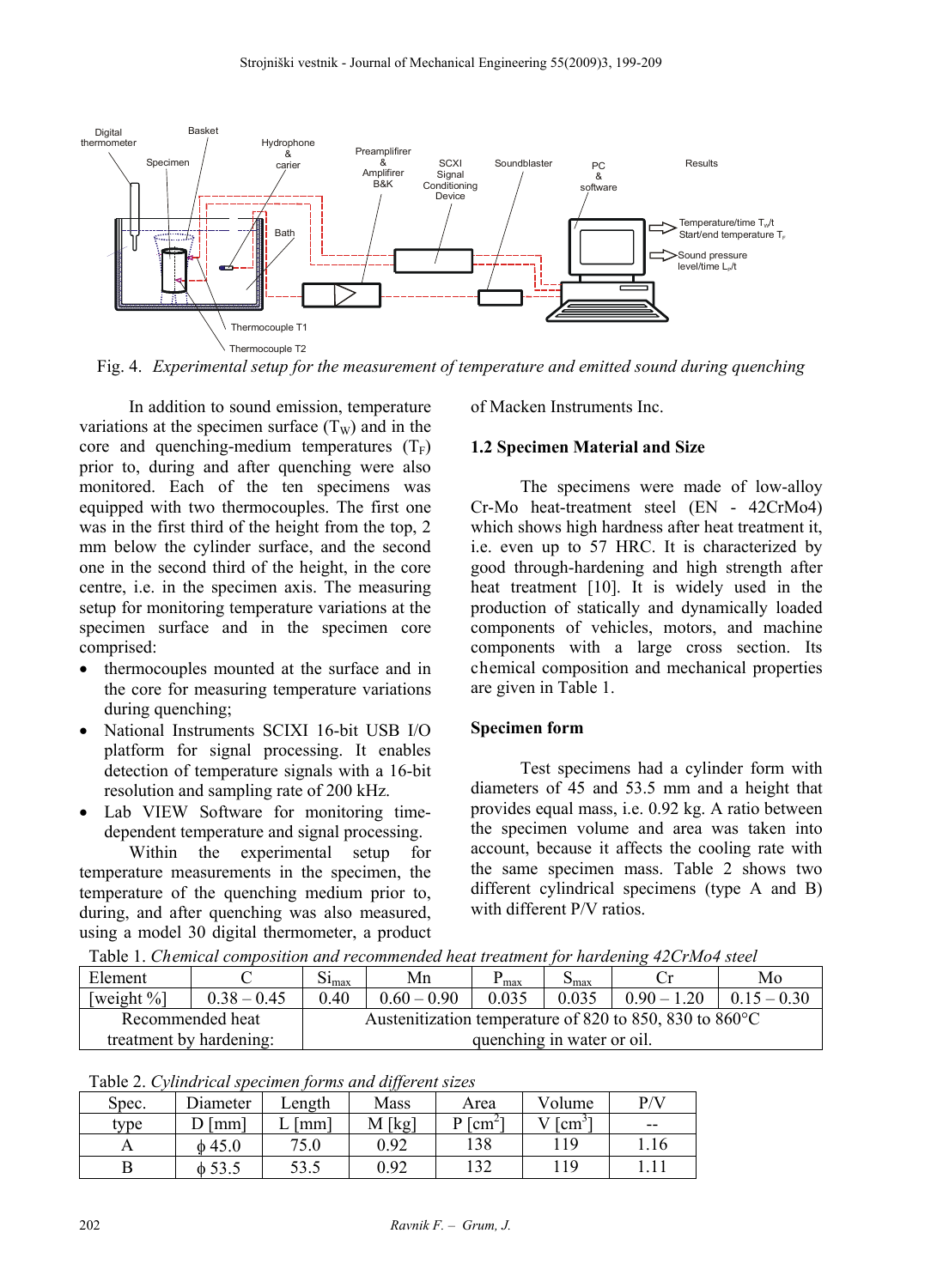Fig. 4. *Experimental setup for the measurement of temperature and emitted sound during quenching*

In addition to sound emission, temperature variations at the specimen surface ($T_W$) and in the core and quenching-medium temperatures ($T_F$) prior to, during and after quenching were also monitored. Each of the ten specimens was equipped with two thermocouples. The first one was in the first third of the height from the top, 2 mm below the cylinder surface, and the second one in the second third of the height, in the core centre, i.e. in the specimen axis. The measuring setup for monitoring temperature variations at the specimen surface and in the specimen core comprised:

- thermocouples mounted at the surface and in the core for measuring temperature variations during quenching;
- National Instruments SCIXI 16-bit USB I/O platform for signal processing. It enables detection of temperature signals with a 16-bit resolution and sampling rate of 200 kHz.
- Lab VIEW Software for monitoring time-dependent temperature and signal processing.

Within the experimental setup for temperature measurements in the specimen, the temperature of the quenching medium prior to, during, and after quenching was also measured, using a model 30 digital thermometer, a product of Macken Instruments Inc.

### 1.2 Specimen Material and Size

The specimens were made of low-alloy Cr-Mo heat-treatment steel (EN - 42CrMo4) which shows high hardness after heat treatment it, i.e. even up to 57 HRC. It is characterized by good through-hardening and high strength after heat treatment [10]. It is widely used in the production of statically and dynamically loaded components of vehicles, motors, and machine components with a large cross section. Its chemical composition and mechanical properties are given in Table 1.

#### Specimen form

Test specimens had a cylinder form with diameters of 45 and 53.5 mm and a height that provides equal mass, i.e. 0.92 kg. A ratio between the specimen volume and area was taken into account, because it affects the cooling rate with the same specimen mass. Table 2 shows two different cylindrical specimens (type A and B) with different P/V ratios.

Table 1. *Chemical composition and recommended heat treatment for hardening 42CrMo4 steel*

| Element | C | $Si_{max}$ | Mn | $P_{max}$ | $S_{max}$ | Cr | Mo |
|---|---|---|---|---|---|---|---|
| [weight %] | 0.38 – 0.45 | 0.40 | 0.60 – 0.90 | 0.035 | 0.035 | 0.90 – 1.20 | 0.15 – 0.30 |
| Recommended heat treatment by hardening: | Austenitization temperature of 820 to 850, 830 to 860°C quenching in water or oil. | | | | | | |

Table 2. *Cylindrical specimen forms and different sizes*

| Spec. type | Diameter D [mm] | Length L [mm] | Mass M [kg] | Area P [cm$^2$] | Volume V [cm$^3$] | P/V -- |
|---|---|---|---|---|---|---|
| A | ϕ 45.0 | 75.0 | 0.92 | 138 | 119 | 1.16 |
| B | ϕ 53.5 | 53.5 | 0.92 | 132 | 119 | 1.11 |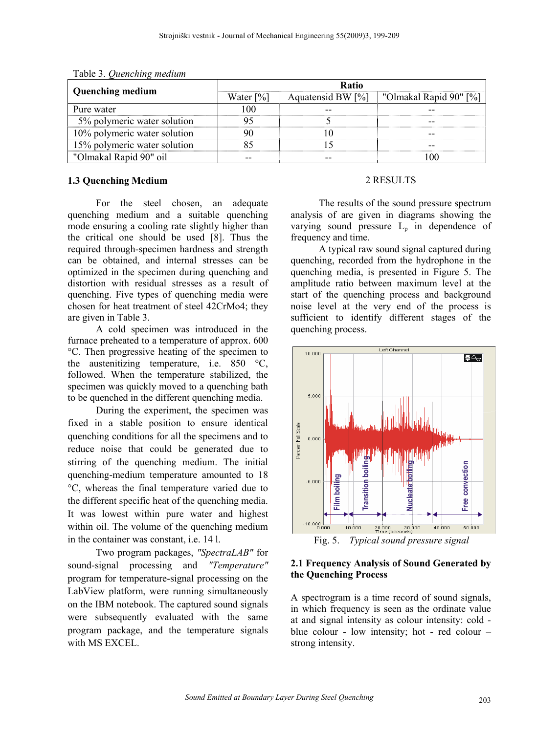Table 3. *Quenching medium*

| Quenching medium | Ratio | | |
|---|---|---|---|
| | Water [%] | Aquatensid BW [%] | "Olmakal Rapid 90" [%] |
| Pure water | 100 | -- | -- |
| 5% polymeric water solution | 95 | 5 | -- |
| 10% polymeric water solution | 90 | 10 | -- |
| 15% polymeric water solution | 85 | 15 | -- |
| "Olmakal Rapid 90" oil | -- | -- | 100 |

### 1.3 Quenching Medium

For the steel chosen, an adequate quenching medium and a suitable quenching mode ensuring a cooling rate slightly higher than the critical one should be used [8]. Thus the required through-specimen hardness and strength can be obtained, and internal stresses can be optimized in the specimen during quenching and distortion with residual stresses as a result of quenching. Five types of quenching media were chosen for heat treatment of steel 42CrMo4; they are given in Table 3.

A cold specimen was introduced in the furnace preheated to a temperature of approx. 600 °C. Then progressive heating of the specimen to the austenitizing temperature, i.e. 850 °C, followed. When the temperature stabilized, the specimen was quickly moved to a quenching bath to be quenched in the different quenching media.

During the experiment, the specimen was fixed in a stable position to ensure identical quenching conditions for all the specimens and to reduce noise that could be generated due to stirring of the quenching medium. The initial quenching-medium temperature amounted to 18 °C, whereas the final temperature varied due to the different specific heat of the quenching media. It was lowest within pure water and highest within oil. The volume of the quenching medium in the container was constant, i.e. 14 l.

Two program packages, *"SpectraLAB"* for sound-signal processing and *"Temperature"* program for temperature-signal processing on the LabView platform, were running simultaneously on the IBM notebook. The captured sound signals were subsequently evaluated with the same program package, and the temperature signals with MS EXCEL.

## 2 RESULTS

The results of the sound pressure spectrum analysis of are given in diagrams showing the varying sound pressure $L_p$ in dependence of frequency and time.

A typical raw sound signal captured during quenching, recorded from the hydrophone in the quenching media, is presented in Figure 5. The amplitude ratio between maximum level at the start of the quenching process and background noise level at the very end of the process is sufficient to identify different stages of the quenching process.

Fig. 5. *Typical sound pressure signal*

### 2.1 Frequency Analysis of Sound Generated by the Quenching Process

A spectrogram is a time record of sound signals, in which frequency is seen as the ordinate value at and signal intensity as colour intensity: cold - blue colour - low intensity; hot - red colour – strong intensity.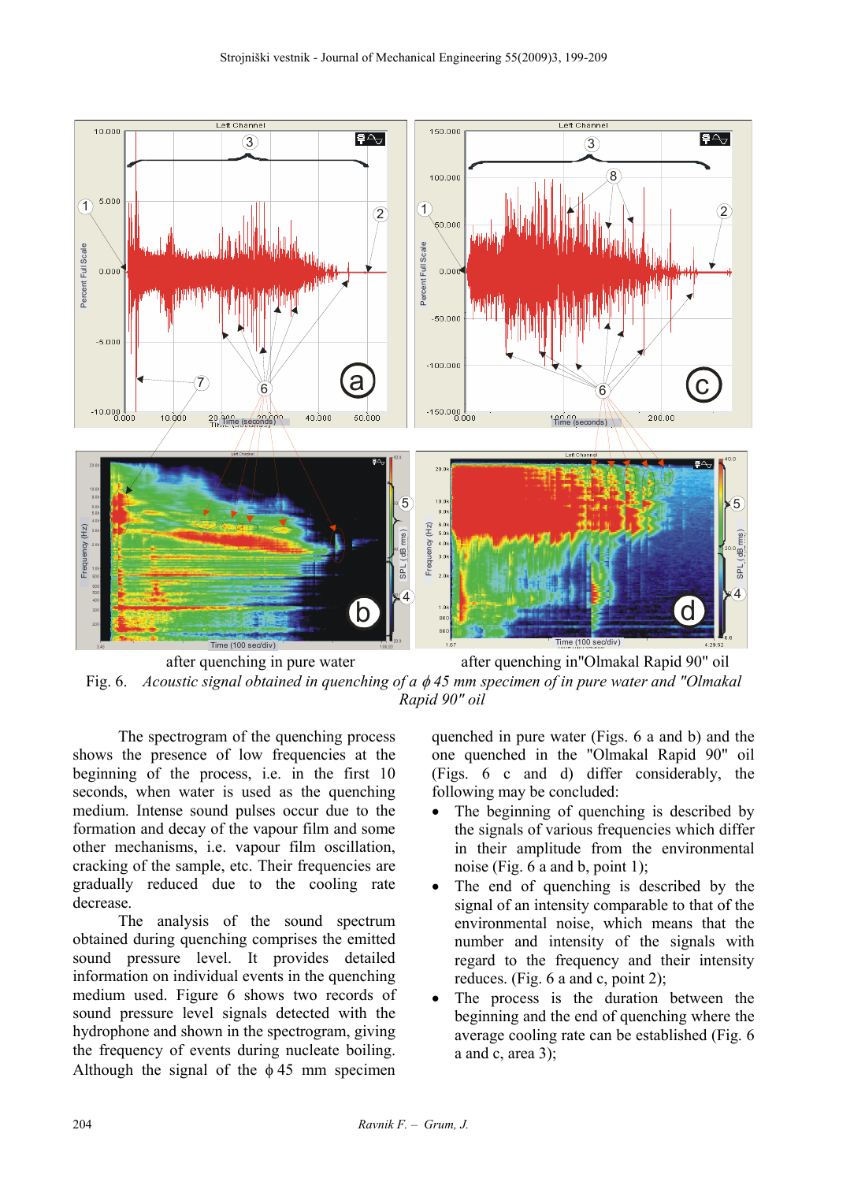after quenching in pure water after quenching in"Olmakal Rapid 90" oil

Fig. 6. *Acoustic signal obtained in quenching of a $\phi$ 45 mm specimen of in pure water and "Olmakal Rapid 90" oil*

The spectrogram of the quenching process shows the presence of low frequencies at the beginning of the process, i.e. in the first 10 seconds, when water is used as the quenching medium. Intense sound pulses occur due to the formation and decay of the vapour film and some other mechanisms, i.e. vapour film oscillation, cracking of the sample, etc. Their frequencies are gradually reduced due to the cooling rate decrease.

The analysis of the sound spectrum obtained during quenching comprises the emitted sound pressure level. It provides detailed information on individual events in the quenching medium used. Figure 6 shows two records of sound pressure level signals detected with the hydrophone and shown in the spectrogram, giving the frequency of events during nucleate boiling. Although the signal of the $\phi$ 45 mm specimen quenched in pure water (Figs. 6 a and b) and the one quenched in the "Olmakal Rapid 90" oil (Figs. 6 c and d) differ considerably, the following may be concluded:

- The beginning of quenching is described by the signals of various frequencies which differ in their amplitude from the environmental noise (Fig. 6 a and b, point 1);
- The end of quenching is described by the signal of an intensity comparable to that of the environmental noise, which means that the number and intensity of the signals with regard to the frequency and their intensity reduces. (Fig. 6 a and c, point 2);
- The process is the duration between the beginning and the end of quenching where the average cooling rate can be established (Fig. 6 a and c, area 3);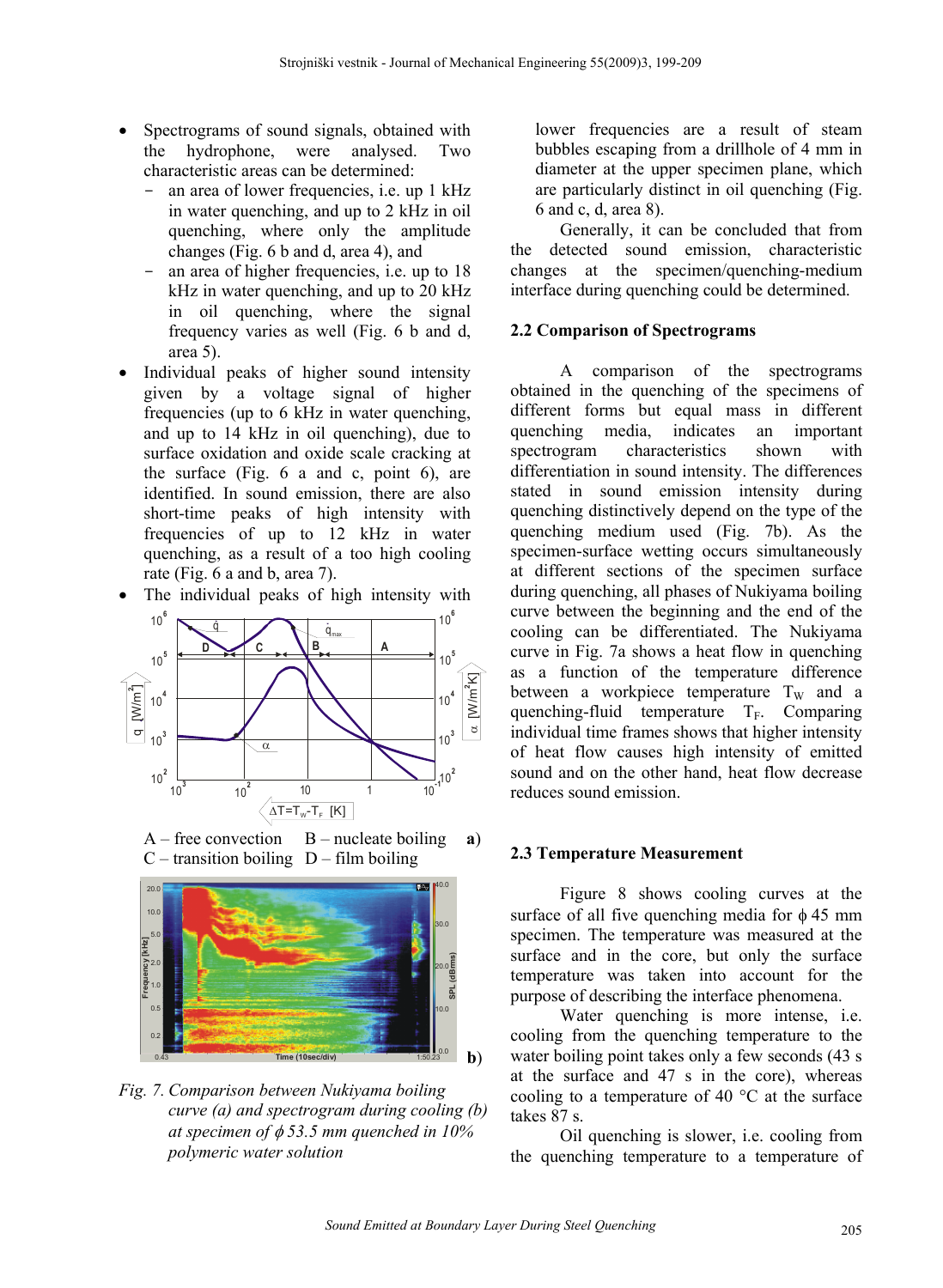- Spectrograms of sound signals, obtained with the hydrophone, were analysed. Two characteristic areas can be determined:
  - an area of lower frequencies, i.e. up 1 kHz in water quenching, and up to 2 kHz in oil quenching, where only the amplitude changes (Fig. 6 b and d, area 4), and
  - an area of higher frequencies, i.e. up to 18 kHz in water quenching, and up to 20 kHz in oil quenching, where the signal frequency varies as well (Fig. 6 b and d, area 5).
- Individual peaks of higher sound intensity given by a voltage signal of higher frequencies (up to 6 kHz in water quenching, and up to 14 kHz in oil quenching), due to surface oxidation and oxide scale cracking at the surface (Fig. 6 a and c, point 6), are identified. In sound emission, there are also short-time peaks of high intensity with frequencies of up to 12 kHz in water quenching, as a result of a too high cooling rate (Fig. 6 a and b, area 7).
- The individual peaks of high intensity with lower frequencies are a result of steam bubbles escaping from a drillhole of 4 mm in diameter at the upper specimen plane, which are particularly distinct in oil quenching (Fig. 6 and c, d, area 8).

A – free convection B – nucleate boiling a)
C – transition boiling D – film boiling

b)

*Fig. 7. Comparison between Nukiyama boiling curve (a) and spectrogram during cooling (b) at specimen of $\phi$ 53.5 mm quenched in 10% polymeric water solution*

Generally, it can be concluded that from the detected sound emission, characteristic changes at the specimen/quenching-medium interface during quenching could be determined.

## 2.2 Comparison of Spectrograms

A comparison of the spectrograms obtained in the quenching of the specimens of different forms but equal mass in different quenching media, indicates an important spectrogram characteristics shown with differentiation in sound intensity. The differences stated in sound emission intensity during quenching distinctively depend on the type of the quenching medium used (Fig. 7b). As the specimen-surface wetting occurs simultaneously at different sections of the specimen surface during quenching, all phases of Nukiyama boiling curve between the beginning and the end of the cooling can be differentiated. The Nukiyama curve in Fig. 7a shows a heat flow in quenching as a function of the temperature difference between a workpiece temperature $T_W$ and a quenching-fluid temperature $T_F$. Comparing individual time frames shows that higher intensity of heat flow causes high intensity of emitted sound and on the other hand, heat flow decrease reduces sound emission.

## 2.3 Temperature Measurement

Figure 8 shows cooling curves at the surface of all five quenching media for $\phi$ 45 mm specimen. The temperature was measured at the surface and in the core, but only the surface temperature was taken into account for the purpose of describing the interface phenomena.

Water quenching is more intense, i.e. cooling from the quenching temperature to the water boiling point takes only a few seconds (43 s at the surface and 47 s in the core), whereas cooling to a temperature of 40 °C at the surface takes 87 s.

Oil quenching is slower, i.e. cooling from the quenching temperature to a temperature of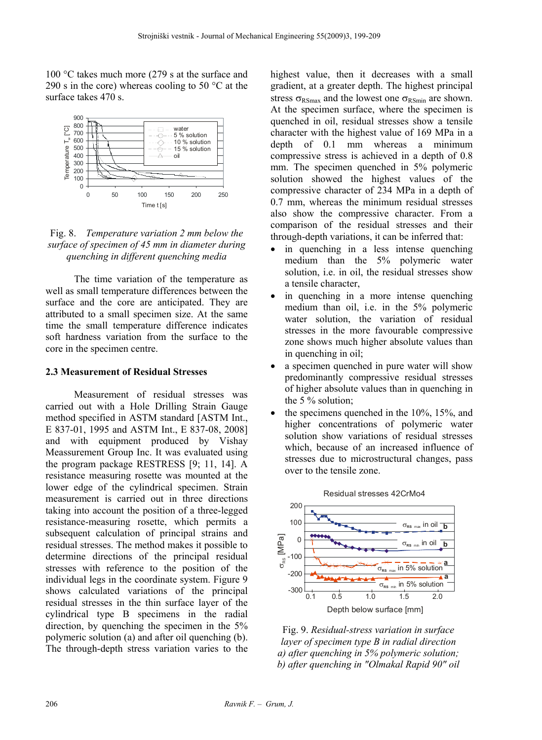100 °C takes much more (279 s at the surface and 290 s in the core) whereas cooling to 50 °C at the surface takes 470 s.

Fig. 8. *Temperature variation 2 mm below the surface of specimen of 45 mm in diameter during quenching in different quenching media*

The time variation of the temperature as well as small temperature differences between the surface and the core are anticipated. They are attributed to a small specimen size. At the same time the small temperature difference indicates soft hardness variation from the surface to the core in the specimen centre.

### 2.3 Measurement of Residual Stresses

Measurement of residual stresses was carried out with a Hole Drilling Strain Gauge method specified in ASTM standard [ASTM Int., E 837-01, 1995 and ASTM Int., E 837-08, 2008] and with equipment produced by Vishay Meassurement Group Inc. It was evaluated using the program package RESTRESS [9; 11, 14]. A resistance measuring rosette was mounted at the lower edge of the cylindrical specimen. Strain measurement is carried out in three directions taking into account the position of a three-legged resistance-measuring rosette, which permits a subsequent calculation of principal strains and residual stresses. The method makes it possible to determine directions of the principal residual stresses with reference to the position of the individual legs in the coordinate system. Figure 9 shows calculated variations of the principal residual stresses in the thin surface layer of the cylindrical type B specimens in the radial direction, by quenching the specimen in the 5% polymeric solution (a) and after oil quenching (b). The through-depth stress variation varies to the highest value, then it decreases with a small gradient, at a greater depth. The highest principal stress $\sigma_{RSmax}$ and the lowest one $\sigma_{RSmin}$ are shown. At the specimen surface, where the specimen is quenched in oil, residual stresses show a tensile character with the highest value of 169 MPa in a depth of 0.1 mm whereas a minimum compressive stress is achieved in a depth of 0.8 mm. The specimen quenched in 5% polymeric solution showed the highest values of the compressive character of 234 MPa in a depth of 0.7 mm, whereas the minimum residual stresses also show the compressive character. From a comparison of the residual stresses and their through-depth variations, it can be inferred that:

- in quenching in a less intense quenching medium than the 5% polymeric water solution, i.e. in oil, the residual stresses show a tensile character,
- in quenching in a more intense quenching medium than oil, i.e. in the 5% polymeric water solution, the variation of residual stresses in the more favourable compressive zone shows much higher absolute values than in quenching in oil;
- a specimen quenched in pure water will show predominantly compressive residual stresses of higher absolute values than in quenching in the 5 % solution;
- the specimens quenched in the 10%, 15%, and higher concentrations of polymeric water solution show variations of residual stresses which, because of an increased influence of stresses due to microstructural changes, pass over to the tensile zone.

Fig. 9. *Residual-stress variation in surface layer of specimen type B in radial direction a) after quenching in 5% polymeric solution; b) after quenching in "Olmakal Rapid 90" oil*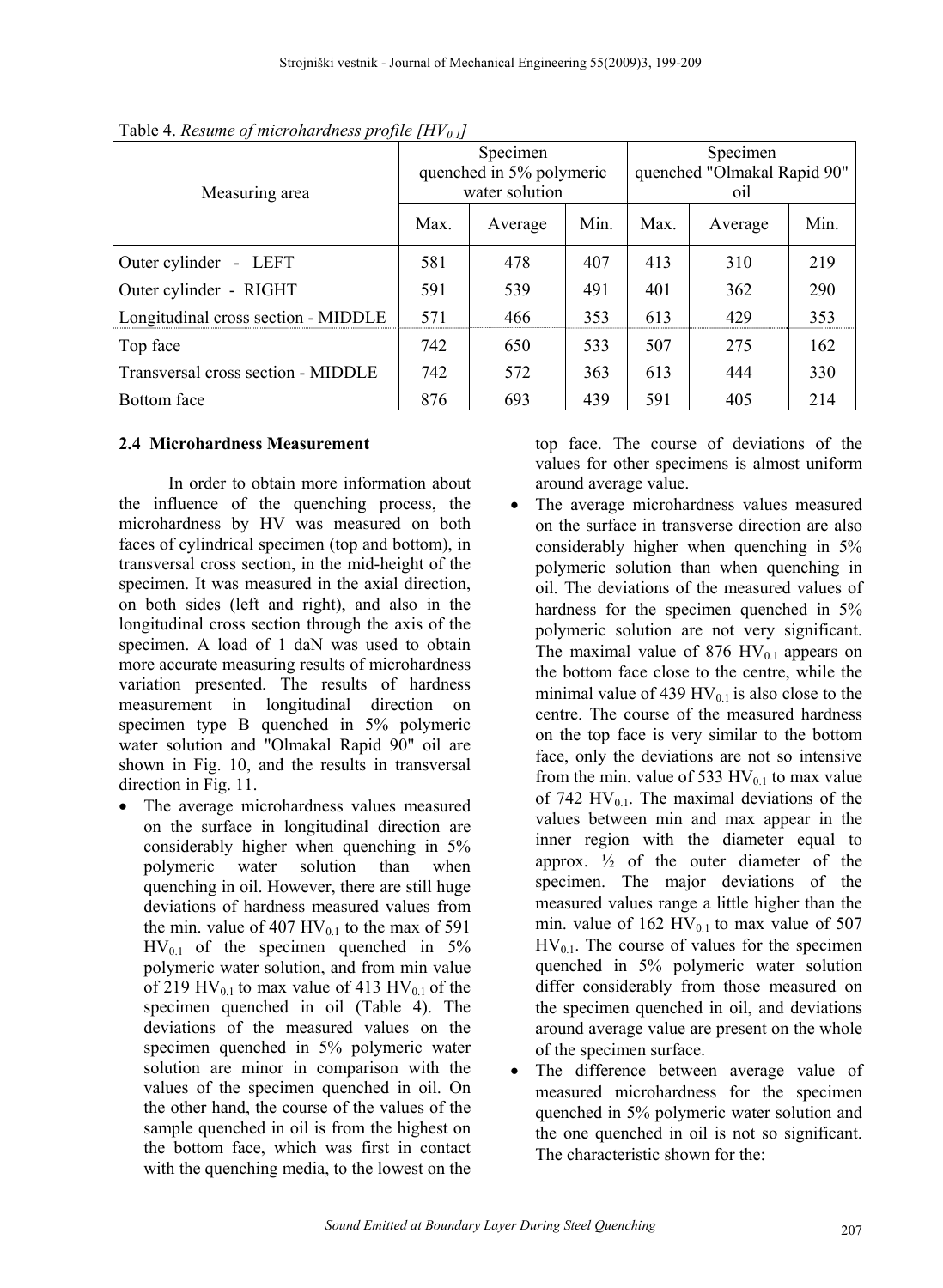Table 4. *Resume of microhardness profile [$HV_{0.1}$]*

| Measuring area | Specimen quenched in 5% polymeric water solution | | | Specimen quenched "Olmakal Rapid 90" oil | | |
|---|---|---|---|---|---|---|
| | Max. | Average | Min. | Max. | Average | Min. |
| Outer cylinder - LEFT | 581 | 478 | 407 | 413 | 310 | 219 |
| Outer cylinder - RIGHT | 591 | 539 | 491 | 401 | 362 | 290 |
| Longitudinal cross section - MIDDLE | 571 | 466 | 353 | 613 | 429 | 353 |
| Top face | 742 | 650 | 533 | 507 | 275 | 162 |
| Transversal cross section - MIDDLE | 742 | 572 | 363 | 613 | 444 | 330 |
| Bottom face | 876 | 693 | 439 | 591 | 405 | 214 |

### 2.4 Microhardness Measurement

In order to obtain more information about the influence of the quenching process, the microhardness by HV was measured on both faces of cylindrical specimen (top and bottom), in transversal cross section, in the mid-height of the specimen. It was measured in the axial direction, on both sides (left and right), and also in the longitudinal cross section through the axis of the specimen. A load of 1 daN was used to obtain more accurate measuring results of microhardness variation presented. The results of hardness measurement in longitudinal direction on specimen type B quenched in 5% polymeric water solution and "Olmakal Rapid 90" oil are shown in Fig. 10, and the results in transversal direction in Fig. 11.

- The average microhardness values measured on the surface in longitudinal direction are considerably higher when quenching in 5% polymeric water solution than when quenching in oil. However, there are still huge deviations of hardness measured values from the min. value of 407 $HV_{0.1}$ to the max of 591 $HV_{0.1}$ of the specimen quenched in 5% polymeric water solution, and from min value of 219 $HV_{0.1}$ to max value of 413 $HV_{0.1}$ of the specimen quenched in oil (Table 4). The deviations of the measured values on the specimen quenched in 5% polymeric water solution are minor in comparison with the values of the specimen quenched in oil. On the other hand, the course of the values of the sample quenched in oil is from the highest on the bottom face, which was first in contact with the quenching media, to the lowest on the top face. The course of deviations of the values for other specimens is almost uniform around average value.
- The average microhardness values measured on the surface in transverse direction are also considerably higher when quenching in 5% polymeric solution than when quenching in oil. The deviations of the measured values of hardness for the specimen quenched in 5% polymeric solution are not very significant. The maximal value of 876 $HV_{0.1}$ appears on the bottom face close to the centre, while the minimal value of 439 $HV_{0.1}$ is also close to the centre. The course of the measured hardness on the top face is very similar to the bottom face, only the deviations are not so intensive from the min. value of 533 $HV_{0.1}$ to max value of 742 $HV_{0.1}$. The maximal deviations of the values between min and max appear in the inner region with the diameter equal to approx. ½ of the outer diameter of the specimen. The major deviations of the measured values range a little higher than the min. value of 162 $HV_{0.1}$ to max value of 507 $HV_{0.1}$. The course of values for the specimen quenched in 5% polymeric water solution differ considerably from those measured on the specimen quenched in oil, and deviations around average value are present on the whole of the specimen surface.
- The difference between average value of measured microhardness for the specimen quenched in 5% polymeric water solution and the one quenched in oil is not so significant. The characteristic shown for the: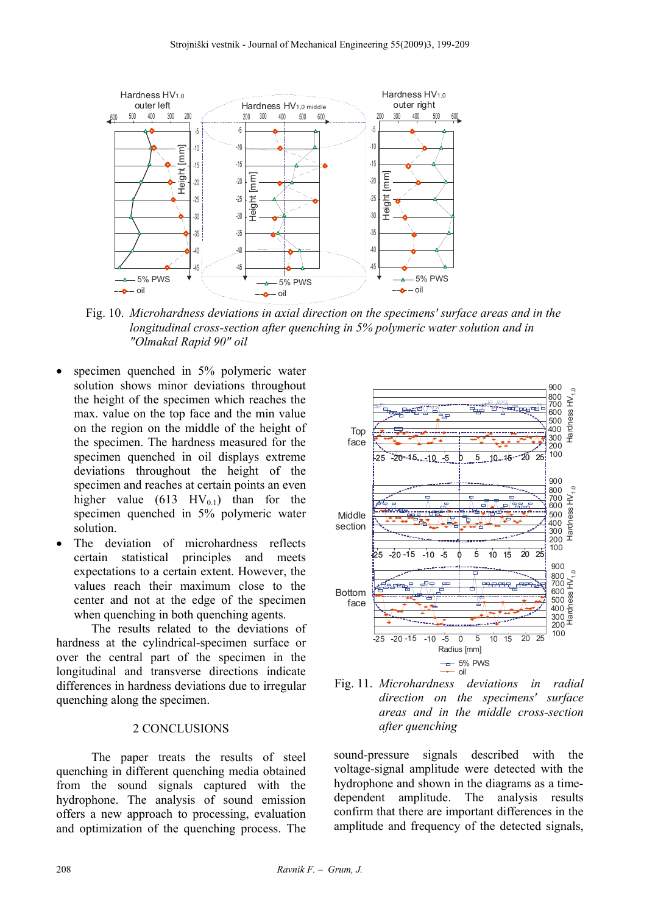Fig. 10. *Microhardness deviations in axial direction on the specimens' surface areas and in the longitudinal cross-section after quenching in 5% polymeric water solution and in "Olmakal Rapid 90" oil*

- specimen quenched in 5% polymeric water solution shows minor deviations throughout the height of the specimen which reaches the max. value on the top face and the min value on the region on the middle of the height of the specimen. The hardness measured for the specimen quenched in oil displays extreme deviations throughout the height of the specimen and reaches at certain points an even higher value (613 $HV_{0.1}$) than for the specimen quenched in 5% polymeric water solution.
- The deviation of microhardness reflects certain statistical principles and meets expectations to a certain extent. However, the values reach their maximum close to the center and not at the edge of the specimen when quenching in both quenching agents.

The results related to the deviations of hardness at the cylindrical-specimen surface or over the central part of the specimen in the longitudinal and transverse directions indicate differences in hardness deviations due to irregular quenching along the specimen.

Fig. 11. *Microhardness deviations in radial direction on the specimens' surface areas and in the middle cross-section after quenching*

## 2 CONCLUSIONS

The paper treats the results of steel quenching in different quenching media obtained from the sound signals captured with the hydrophone. The analysis of sound emission offers a new approach to processing, evaluation and optimization of the quenching process. The sound-pressure signals described with the voltage-signal amplitude were detected with the hydrophone and shown in the diagrams as a time-dependent amplitude. The analysis results confirm that there are important differences in the amplitude and frequency of the detected signals,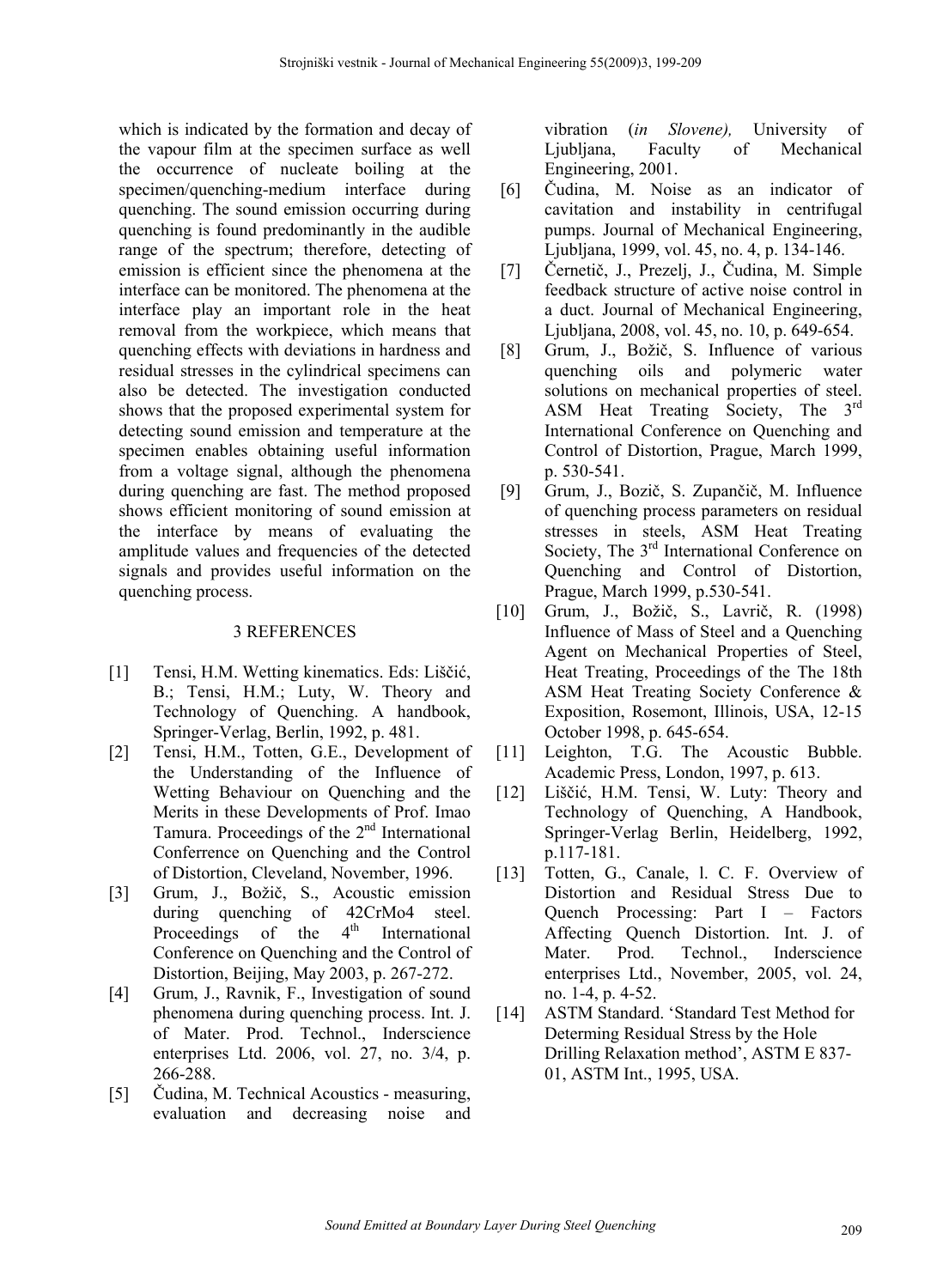which is indicated by the formation and decay of the vapour film at the specimen surface as well the occurrence of nucleate boiling at the specimen/quenching-medium interface during quenching. The sound emission occurring during quenching is found predominantly in the audible range of the spectrum; therefore, detecting of emission is efficient since the phenomena at the interface can be monitored. The phenomena at the interface play an important role in the heat removal from the workpiece, which means that quenching effects with deviations in hardness and residual stresses in the cylindrical specimens can also be detected. The investigation conducted shows that the proposed experimental system for detecting sound emission and temperature at the specimen enables obtaining useful information from a voltage signal, although the phenomena during quenching are fast. The method proposed shows efficient monitoring of sound emission at the interface by means of evaluating the amplitude values and frequencies of the detected signals and provides useful information on the quenching process.

## 3 REFERENCES

[1] Tensi, H.M. Wetting kinematics. Eds: Liščić, B.; Tensi, H.M.; Luty, W. Theory and Technology of Quenching. A handbook, Springer-Verlag, Berlin, 1992, p. 481.

[2] Tensi, H.M., Totten, G.E., Development of the Understanding of the Influence of Wetting Behaviour on Quenching and the Merits in these Developments of Prof. Imao Tamura. Proceedings of the 2nd International Conferrence on Quenching and the Control of Distortion, Cleveland, November, 1996.

[3] Grum, J., Božič, S., Acoustic emission during quenching of 42CrMo4 steel. Proceedings of the 4th International Conference on Quenching and the Control of Distortion, Beijing, May 2003, p. 267-272.

[4] Grum, J., Ravnik, F., Investigation of sound phenomena during quenching process. Int. J. of Mater. Prod. Technol., Inderscience enterprises Ltd. 2006, vol. 27, no. 3/4, p. 266-288.

[5] Čudina, M. Technical Acoustics - measuring, evaluation and decreasing noise and vibration (*in Slovene),* University of Ljubljana, Faculty of Mechanical Engineering, 2001.

[6] Čudina, M. Noise as an indicator of cavitation and instability in centrifugal pumps. Journal of Mechanical Engineering, Ljubljana, 1999, vol. 45, no. 4, p. 134-146.

[7] Černetič, J., Prezelj, J., Čudina, M. Simple feedback structure of active noise control in a duct. Journal of Mechanical Engineering, Ljubljana, 2008, vol. 45, no. 10, p. 649-654.

[8] Grum, J., Božič, S. Influence of various quenching oils and polymeric water solutions on mechanical properties of steel. ASM Heat Treating Society, The 3rd International Conference on Quenching and Control of Distortion, Prague, March 1999, p. 530-541.

[9] Grum, J., Bozič, S. Zupančič, M. Influence of quenching process parameters on residual stresses in steels, ASM Heat Treating Society, The 3rd International Conference on Quenching and Control of Distortion, Prague, March 1999, p.530-541.

[10] Grum, J., Božič, S., Lavrič, R. (1998) Influence of Mass of Steel and a Quenching Agent on Mechanical Properties of Steel, Heat Treating, Proceedings of the The 18th ASM Heat Treating Society Conference & Exposition, Rosemont, Illinois, USA, 12-15 October 1998, p. 645-654.

[11] Leighton, T.G. The Acoustic Bubble. Academic Press, London, 1997, p. 613.

[12] Liščić, H.M. Tensi, W. Luty: Theory and Technology of Quenching, A Handbook, Springer-Verlag Berlin, Heidelberg, 1992, p.117-181.

[13] Totten, G., Canale, l. C. F. Overview of Distortion and Residual Stress Due to Quench Processing: Part I – Factors Affecting Quench Distortion. Int. J. of Mater. Prod. Technol., Inderscience enterprises Ltd., November, 2005, vol. 24, no. 1-4, p. 4-52.

[14] ASTM Standard. 'Standard Test Method for Determing Residual Stress by the Hole Drilling Relaxation method', ASTM E 837-01, ASTM Int., 1995, USA.